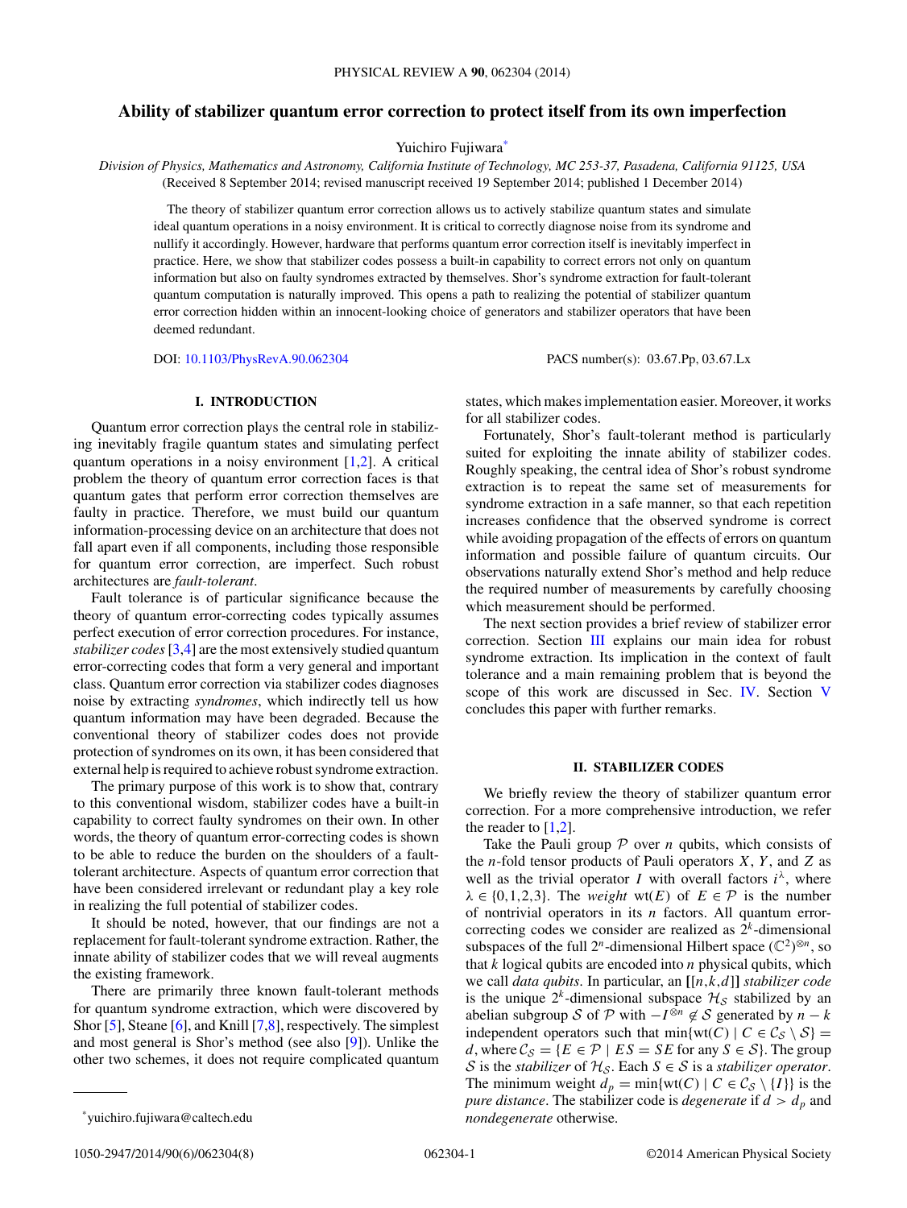# Ability of stabilizer quantum error correction to protect itself from its own imperfection

Yuichiro Fujiwara*

*Division of Physics, Mathematics and Astronomy, California Institute of Technology, MC 253-37, Pasadena, California 91125, USA*

(Received 8 September 2014; revised manuscript received 19 September 2014; published 1 December 2014)

The theory of stabilizer quantum error correction allows us to actively stabilize quantum states and simulate ideal quantum operations in a noisy environment. It is critical to correctly diagnose noise from its syndrome and nullify it accordingly. However, hardware that performs quantum error correction itself is inevitably imperfect in practice. Here, we show that stabilizer codes possess a built-in capability to correct errors not only on quantum information but also on faulty syndromes extracted by themselves. Shor's syndrome extraction for fault-tolerant quantum computation is naturally improved. This opens a path to realizing the potential of stabilizer quantum error correction hidden within an innocent-looking choice of generators and stabilizer operators that have been deemed redundant.

DOI: 10.1103/PhysRevA.90.062304 PACS number(s): 03.67.Pp, 03.67.Lx

## I. INTRODUCTION

Quantum error correction plays the central role in stabilizing inevitably fragile quantum states and simulating perfect quantum operations in a noisy environment [1,2]. A critical problem the theory of quantum error correction faces is that quantum gates that perform error correction themselves are faulty in practice. Therefore, we must build our quantum information-processing device on an architecture that does not fall apart even if all components, including those responsible for quantum error correction, are imperfect. Such robust architectures are *fault-tolerant*.

Fault tolerance is of particular significance because the theory of quantum error-correcting codes typically assumes perfect execution of error correction procedures. For instance, *stabilizer codes* [3,4] are the most extensively studied quantum error-correcting codes that form a very general and important class. Quantum error correction via stabilizer codes diagnoses noise by extracting *syndromes*, which indirectly tell us how quantum information may have been degraded. Because the conventional theory of stabilizer codes does not provide protection of syndromes on its own, it has been considered that external help is required to achieve robust syndrome extraction.

The primary purpose of this work is to show that, contrary to this conventional wisdom, stabilizer codes have a built-in capability to correct faulty syndromes on their own. In other words, the theory of quantum error-correcting codes is shown to be able to reduce the burden on the shoulders of a fault-tolerant architecture. Aspects of quantum error correction that have been considered irrelevant or redundant play a key role in realizing the full potential of stabilizer codes.

It should be noted, however, that our findings are not a replacement for fault-tolerant syndrome extraction. Rather, the innate ability of stabilizer codes that we will reveal augments the existing framework.

There are primarily three known fault-tolerant methods for quantum syndrome extraction, which were discovered by Shor [5], Steane [6], and Knill [7,8], respectively. The simplest and most general is Shor's method (see also [9]). Unlike the other two schemes, it does not require complicated quantum states, which makes implementation easier. Moreover, it works for all stabilizer codes.

Fortunately, Shor's fault-tolerant method is particularly suited for exploiting the innate ability of stabilizer codes. Roughly speaking, the central idea of Shor's robust syndrome extraction is to repeat the same set of measurements for syndrome extraction in a safe manner, so that each repetition increases confidence that the observed syndrome is correct while avoiding propagation of the effects of errors on quantum information and possible failure of quantum circuits. Our observations naturally extend Shor's method and help reduce the required number of measurements by carefully choosing which measurement should be performed.

The next section provides a brief review of stabilizer error correction. Section III explains our main idea for robust syndrome extraction. Its implication in the context of fault tolerance and a main remaining problem that is beyond the scope of this work are discussed in Sec. IV. Section V concludes this paper with further remarks.

## II. STABILIZER CODES

We briefly review the theory of stabilizer quantum error correction. For a more comprehensive introduction, we refer the reader to [1,2].

Take the Pauli group $\mathcal{P}$ over $n$ qubits, which consists of the $n$-fold tensor products of Pauli operators $X$, $Y$, and $Z$ as well as the trivial operator $I$ with overall factors $i^\lambda$, where $\lambda \in \{0,1,2,3\}$. The *weight* $\mathrm{wt}(E)$ of $E \in \mathcal{P}$ is the number of nontrivial operators in its $n$ factors. All quantum error-correcting codes we consider are realized as $2^k$-dimensional subspaces of the full $2^n$-dimensional Hilbert space $(\mathbb{C}^2)^{\otimes n}$, so that $k$ logical qubits are encoded into $n$ physical qubits, which we call *data qubits*. In particular, an $[[n,k,d]]$ *stabilizer code* is the unique $2^k$-dimensional subspace $\mathcal{H}_\mathcal{S}$ stabilized by an abelian subgroup $\mathcal{S}$ of $\mathcal{P}$ with $-I^{\otimes n} \notin \mathcal{S}$ generated by $n-k$ independent operators such that $\min\{\mathrm{wt}(C) \mid C \in \mathcal{C}_\mathcal{S} \setminus \mathcal{S}\} = d$, where $\mathcal{C}_\mathcal{S} = \{E \in \mathcal{P} \mid ES = SE \text{ for any } S \in \mathcal{S}\}$. The group $\mathcal{S}$ is the *stabilizer* of $\mathcal{H}_\mathcal{S}$. Each $S \in \mathcal{S}$ is a *stabilizer operator*. The minimum weight $d_p = \min\{\mathrm{wt}(C) \mid C \in \mathcal{C}_\mathcal{S} \setminus \{I\}\}$ is the *pure distance*. The stabilizer code is *degenerate* if $d > d_p$ and *nondegenerate* otherwise.

*yuichiro.fujiwara@caltech.edu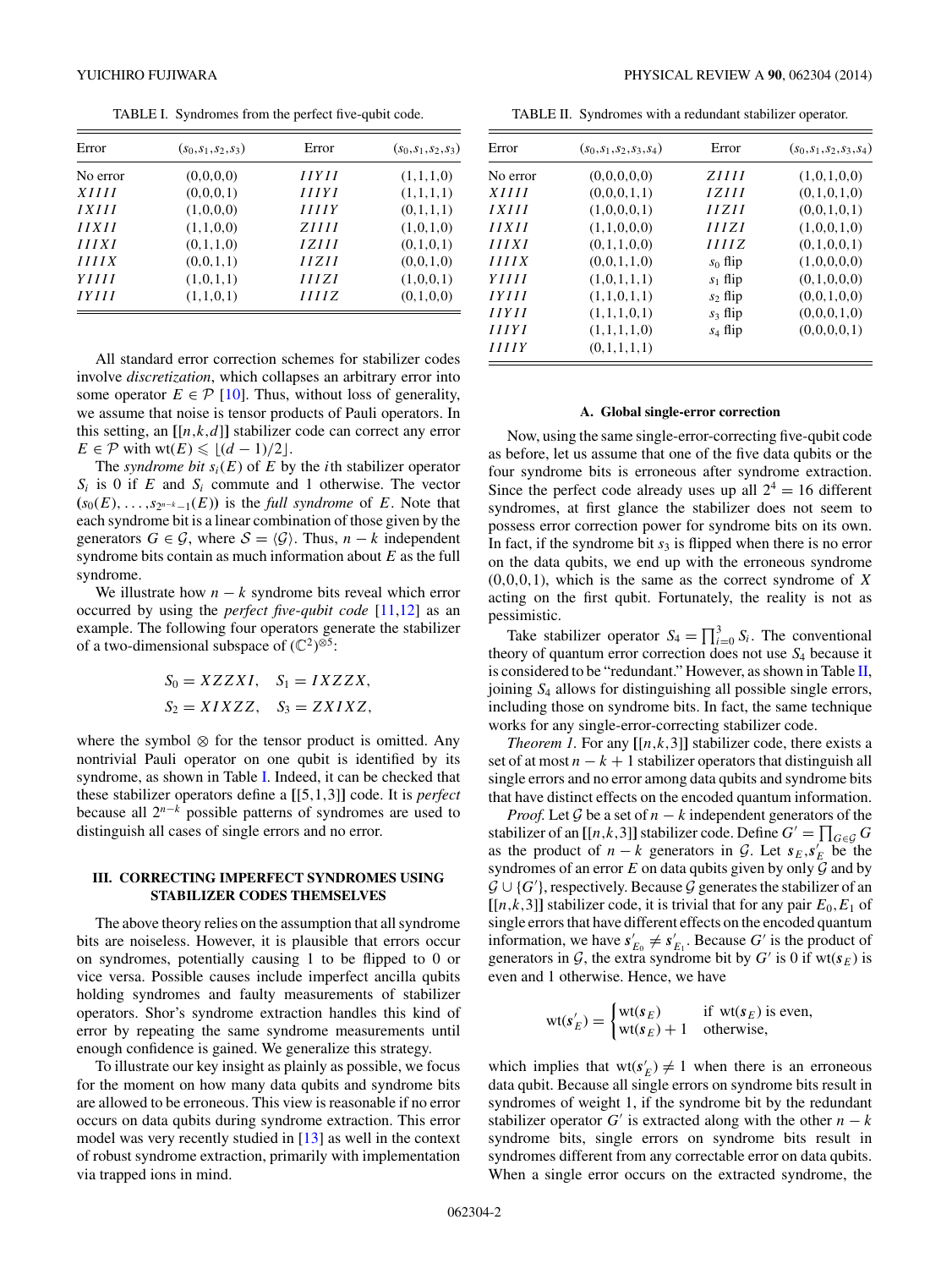TABLE I. Syndromes from the perfect five-qubit code.

| Error | $(s_0,s_1,s_2,s_3)$ | Error | $(s_0,s_1,s_2,s_3)$ |
|---|---|---|---|
| No error | (0,0,0,0) | $IIYII$ | (1,1,1,0) |
| $XIIII$ | (0,0,0,1) | $IIIYI$ | (1,1,1,1) |
| $IXIII$ | (1,0,0,0) | $IIIIY$ | (0,1,1,1) |
| $IIXII$ | (1,1,0,0) | $ZIIII$ | (1,0,1,0) |
| $IIIXI$ | (0,1,1,0) | $IZIII$ | (0,1,0,1) |
| $IIIIX$ | (0,0,1,1) | $IIZII$ | (0,0,1,0) |
| $YIIII$ | (1,0,1,1) | $IIIZI$ | (1,0,0,1) |
| $IYIII$ | (1,1,0,1) | $IIIIZ$ | (0,1,0,0) |

All standard error correction schemes for stabilizer codes involve *discretization*, which collapses an arbitrary error into some operator $E \in \mathcal{P}$ [10]. Thus, without loss of generality, we assume that noise is tensor products of Pauli operators. In this setting, an $[[n,k,d]]$ stabilizer code can correct any error $E \in \mathcal{P}$ with $\mathrm{wt}(E) \leqslant \lfloor (d-1)/2 \rfloor$.

The *syndrome bit* $s_i(E)$ of $E$ by the $i$th stabilizer operator $S_i$ is 0 if $E$ and $S_i$ commute and 1 otherwise. The vector $(s_0(E),\ldots,s_{2^{n-k}-1}(E))$ is the *full syndrome* of $E$. Note that each syndrome bit is a linear combination of those given by the generators $G \in \mathcal{G}$, where $\mathcal{S} = \langle \mathcal{G} \rangle$. Thus, $n-k$ independent syndrome bits contain as much information about $E$ as the full syndrome.

We illustrate how $n-k$ syndrome bits reveal which error occurred by using the *perfect five-qubit code* [11,12] as an example. The following four operators generate the stabilizer of a two-dimensional subspace of $(\mathbb{C}^2)^{\otimes 5}$:

$$S_0 = XZZXI, \quad S_1 = IXZZX,$$
$$S_2 = XIXZZ, \quad S_3 = ZXIXZ,$$

where the symbol $\otimes$ for the tensor product is omitted. Any nontrivial Pauli operator on one qubit is identified by its syndrome, as shown in Table I. Indeed, it can be checked that these stabilizer operators define a $[[5,1,3]]$ code. It is *perfect* because all $2^{n-k}$ possible patterns of syndromes are used to distinguish all cases of single errors and no error.

## III. CORRECTING IMPERFECT SYNDROMES USING STABILIZER CODES THEMSELVES

The above theory relies on the assumption that all syndrome bits are noiseless. However, it is plausible that errors occur on syndromes, potentially causing 1 to be flipped to 0 or vice versa. Possible causes include imperfect ancilla qubits holding syndromes and faulty measurements of stabilizer operators. Shor's syndrome extraction handles this kind of error by repeating the same syndrome measurements until enough confidence is gained. We generalize this strategy.

To illustrate our key insight as plainly as possible, we focus for the moment on how many data qubits and syndrome bits are allowed to be erroneous. This view is reasonable if no error occurs on data qubits during syndrome extraction. This error model was very recently studied in [13] as well in the context of robust syndrome extraction, primarily with implementation via trapped ions in mind.

TABLE II. Syndromes with a redundant stabilizer operator.

| Error | $(s_0,s_1,s_2,s_3,s_4)$ | Error | $(s_0,s_1,s_2,s_3,s_4)$ |
|---|---|---|---|
| No error | (0,0,0,0,0) | $ZIIII$ | (1,0,1,0,0) |
| $XIIII$ | (0,0,0,1,1) | $IZIII$ | (0,1,0,1,0) |
| $IXIII$ | (1,0,0,0,1) | $IIZII$ | (0,0,1,0,1) |
| $IIXII$ | (1,1,0,0,0) | $IIIZI$ | (1,0,0,1,0) |
| $IIIXI$ | (0,1,1,0,0) | $IIIIZ$ | (0,1,0,0,1) |
| $IIIIX$ | (0,0,1,1,0) | $s_0$ flip | (1,0,0,0,0) |
| $YIIII$ | (1,0,1,1,1) | $s_1$ flip | (0,1,0,0,0) |
| $IYIII$ | (1,1,0,1,1) | $s_2$ flip | (0,0,1,0,0) |
| $IIYII$ | (1,1,1,0,1) | $s_3$ flip | (0,0,0,1,0) |
| $IIIYI$ | (1,1,1,1,0) | $s_4$ flip | (0,0,0,0,1) |
| $IIIIY$ | (0,1,1,1,1) | | |

### A. Global single-error correction

Now, using the same single-error-correcting five-qubit code as before, let us assume that one of the five data qubits or the four syndrome bits is erroneous after syndrome extraction. Since the perfect code already uses up all $2^4 = 16$ different syndromes, at first glance the stabilizer does not seem to possess error correction power for syndrome bits on its own. In fact, if the syndrome bit $s_3$ is flipped when there is no error on the data qubits, we end up with the erroneous syndrome (0,0,0,1), which is the same as the correct syndrome of $X$ acting on the first qubit. Fortunately, the reality is not as pessimistic.

Take stabilizer operator $S_4 = \prod_{i=0}^{3} S_i$. The conventional theory of quantum error correction does not use $S_4$ because it is considered to be "redundant." However, as shown in Table II, joining $S_4$ allows for distinguishing all possible single errors, including those on syndrome bits. In fact, the same technique works for any single-error-correcting stabilizer code.

*Theorem 1.* For any $[[n,k,3]]$ stabilizer code, there exists a set of at most $n-k+1$ stabilizer operators that distinguish all single errors and no error among data qubits and syndrome bits that have distinct effects on the encoded quantum information.

*Proof.* Let $\mathcal{G}$ be a set of $n-k$ independent generators of the stabilizer of an $[[n,k,3]]$ stabilizer code. Define $G' = \prod_{G \in \mathcal{G}} G$ as the product of $n-k$ generators in $\mathcal{G}$. Let $\boldsymbol{s}_E, \boldsymbol{s}'_E$ be the syndromes of an error $E$ on data qubits given by only $\mathcal{G}$ and by $\mathcal{G} \cup \{G'\}$, respectively. Because $\mathcal{G}$ generates the stabilizer of an $[[n,k,3]]$ stabilizer code, it is trivial that for any pair $E_0, E_1$ of single errors that have different effects on the encoded quantum information, we have $\boldsymbol{s}'_{E_0} \neq \boldsymbol{s}'_{E_1}$. Because $G'$ is the product of generators in $\mathcal{G}$, the extra syndrome bit by $G'$ is 0 if $\mathrm{wt}(\boldsymbol{s}_E)$ is even and 1 otherwise. Hence, we have

$$\mathrm{wt}(\boldsymbol{s}'_E) = \begin{cases} \mathrm{wt}(\boldsymbol{s}_E) & \text{if } \mathrm{wt}(\boldsymbol{s}_E) \text{ is even,} \\ \mathrm{wt}(\boldsymbol{s}_E) + 1 & \text{otherwise,} \end{cases}$$

which implies that $\mathrm{wt}(\boldsymbol{s}'_E) \neq 1$ when there is an erroneous data qubit. Because all single errors on syndrome bits result in syndromes of weight 1, if the syndrome bit by the redundant stabilizer operator $G'$ is extracted along with the other $n-k$ syndrome bits, single errors on syndrome bits result in syndromes different from any correctable error on data qubits. When a single error occurs on the extracted syndrome, the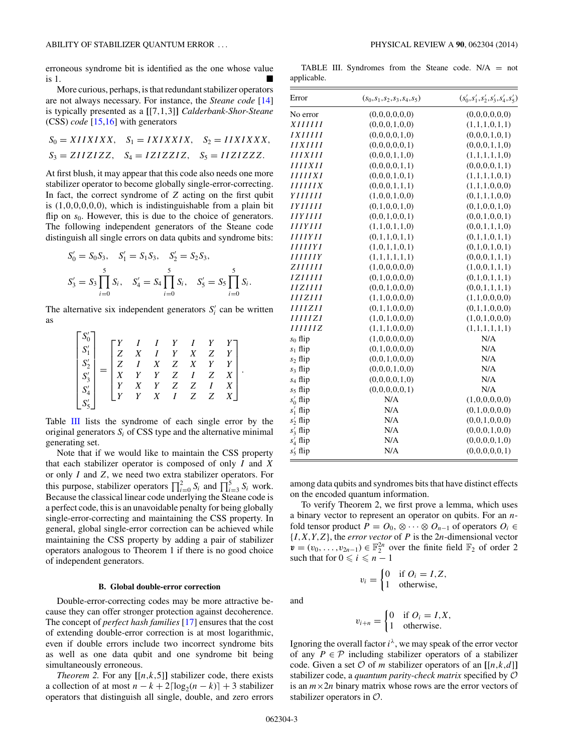erroneous syndrome bit is identified as the one whose value is 1. ■

More curious, perhaps, is that redundant stabilizer operators are not always necessary. For instance, the *Steane code* [14] is typically presented as a $[[7,1,3]]$ *Calderbank-Shor-Steane* (CSS) *code* [15,16] with generators

$$S_0 = XIIXIXX,\quad S_1 = IXIXXIX,\quad S_2 = IIXIXXX,$$
$$S_3 = ZIIZIZZ,\quad S_4 = IZIZZIZ,\quad S_5 = IIZIZZZ.$$

At first blush, it may appear that this code also needs one more stabilizer operator to become globally single-error-correcting. In fact, the correct syndrome of $Z$ acting on the first qubit is $(1,0,0,0,0,0)$, which is indistinguishable from a plain bit flip on $s_0$. However, this is due to the choice of generators. The following independent generators of the Steane code distinguish all single errors on data qubits and syndrome bits:

$$S'_0 = S_0S_3,\quad S'_1 = S_1S_3,\quad S'_2 = S_2S_3,$$
$$S'_3 = S_3\prod_{i=0}^{5} S_i,\quad S'_4 = S_4\prod_{i=0}^{5} S_i,\quad S'_5 = S_5\prod_{i=0}^{5} S_i.$$

The alternative six independent generators $S'_i$ can be written as

$$\begin{bmatrix} S'_0 \\ S'_1 \\ S'_2 \\ S'_3 \\ S'_4 \\ S'_5 \end{bmatrix} = \begin{bmatrix} Y & I & I & Y & I & Y & Y \\ Z & X & I & Y & X & Z & Y \\ Z & I & X & Z & X & Y & Y \\ X & Y & Y & Z & I & Z & X \\ Y & X & Y & Z & Z & I & X \\ Y & Y & X & I & Z & Z & X \end{bmatrix}.$$

Table III lists the syndrome of each single error by the original generators $S_i$ of CSS type and the alternative minimal generating set.

Note that if we would like to maintain the CSS property that each stabilizer operator is composed of only $I$ and $X$ or only $I$ and $Z$, we need two extra stabilizer operators. For this purpose, stabilizer operators $\prod_{i=0}^{2} S_i$ and $\prod_{i=3}^{5} S_i$ work. Because the classical linear code underlying the Steane code is a perfect code, this is an unavoidable penalty for being globally single-error-correcting and maintaining the CSS property. In general, global single-error correction can be achieved while maintaining the CSS property by adding a pair of stabilizer operators analogous to Theorem 1 if there is no good choice of independent generators.

TABLE III. Syndromes from the Steane code. N/A = not applicable.

| Error | $(s_0,s_1,s_2,s_3,s_4,s_5)$ | $(s'_0,s'_1,s'_2,s'_3,s'_4,s'_5)$ |
|---|---|---|
| No error | (0,0,0,0,0,0) | (0,0,0,0,0,0) |
| $XIIIIII$ | (0,0,0,1,0,0) | (1,1,1,0,1,1) |
| $IXIIIII$ | (0,0,0,0,1,0) | (0,0,0,1,0,1) |
| $IIXIIII$ | (0,0,0,0,0,1) | (0,0,0,1,1,0) |
| $IIIXIII$ | (0,0,0,1,1,0) | (1,1,1,1,1,0) |
| $IIIIXII$ | (0,0,0,0,1,1) | (0,0,0,0,1,1) |
| $IIIIIXI$ | (0,0,0,1,0,1) | (1,1,1,1,0,1) |
| $IIIIIIX$ | (0,0,0,1,1,1) | (1,1,1,0,0,0) |
| $YIIIIII$ | (1,0,0,1,0,0) | (0,1,1,1,0,0) |
| $IYIIIII$ | (0,1,0,0,1,0) | (0,1,0,0,1,0) |
| $IIYIIII$ | (0,0,1,0,0,1) | (0,0,1,0,0,1) |
| $IIIYIII$ | (1,1,0,1,1,0) | (0,0,1,1,1,0) |
| $IIIIYII$ | (0,1,1,0,1,1) | (0,1,1,0,1,1) |
| $IIIIIYI$ | (1,0,1,1,0,1) | (0,1,0,1,0,1) |
| $IIIIIIY$ | (1,1,1,1,1,1) | (0,0,0,1,1,1) |
| $ZIIIIII$ | (1,0,0,0,0,0) | (1,0,0,1,1,1) |
| $IZIIIII$ | (0,1,0,0,0,0) | (0,1,0,1,1,1) |
| $IIZIIII$ | (0,0,1,0,0,0) | (0,0,1,1,1,1) |
| $IIIZIII$ | (1,1,0,0,0,0) | (1,1,0,0,0,0) |
| $IIIIZII$ | (0,1,1,0,0,0) | (0,1,1,0,0,0) |
| $IIIIIZI$ | (1,0,1,0,0,0) | (1,0,1,0,0,0) |
| $IIIIIIZ$ | (1,1,1,0,0,0) | (1,1,1,1,1,1) |
| $s_0$ flip | (1,0,0,0,0,0) | N/A |
| $s_1$ flip | (0,1,0,0,0,0) | N/A |
| $s_2$ flip | (0,0,1,0,0,0) | N/A |
| $s_3$ flip | (0,0,0,1,0,0) | N/A |
| $s_4$ flip | (0,0,0,0,1,0) | N/A |
| $s_5$ flip | (0,0,0,0,0,1) | N/A |
| $s'_0$ flip | N/A | (1,0,0,0,0,0) |
| $s'_1$ flip | N/A | (0,1,0,0,0,0) |
| $s'_2$ flip | N/A | (0,0,1,0,0,0) |
| $s'_3$ flip | N/A | (0,0,0,1,0,0) |
| $s'_4$ flip | N/A | (0,0,0,0,1,0) |
| $s'_5$ flip | N/A | (0,0,0,0,0,1) |

### B. Global double-error correction

Double-error-correcting codes may be more attractive because they can offer stronger protection against decoherence. The concept of *perfect hash families* [17] ensures that the cost of extending double-error correction is at most logarithmic, even if double errors include two incorrect syndrome bits as well as one data qubit and one syndrome bit being simultaneously erroneous.

*Theorem 2.* For any $[[n,k,5]]$ stabilizer code, there exists a collection of at most $n-k+2\lceil\log_2(n-k)\rceil+3$ stabilizer operators that distinguish all single, double, and zero errors among data qubits and syndromes bits that have distinct effects on the encoded quantum information.

To verify Theorem 2, we first prove a lemma, which uses a binary vector to represent an operator on qubits. For an $n$-fold tensor product $P = O_0, \otimes \cdots \otimes O_{n-1}$ of operators $O_i \in \{I,X,Y,Z\}$, the *error vector* of $P$ is the $2n$-dimensional vector $\boldsymbol{v} = (v_0,\ldots,v_{2n-1}) \in \mathbb{F}_2^{2n}$ over the finite field $\mathbb{F}_2$ of order 2 such that for $0 \leqslant i \leqslant n-1$

$$v_i = \begin{cases} 0 & \text{if } O_i = I,Z, \\ 1 & \text{otherwise,} \end{cases}$$

and

$$v_{i+n} = \begin{cases} 0 & \text{if } O_i = I,X, \\ 1 & \text{otherwise.} \end{cases}$$

Ignoring the overall factor $i^\lambda$, we may speak of the error vector of any $P \in \mathcal{P}$ including stabilizer operators of a stabilizer code. Given a set $\mathcal{O}$ of $m$ stabilizer operators of an $[[n,k,d]]$ stabilizer code, a *quantum parity-check matrix* specified by $\mathcal{O}$ is an $m\times 2n$ binary matrix whose rows are the error vectors of stabilizer operators in $\mathcal{O}$.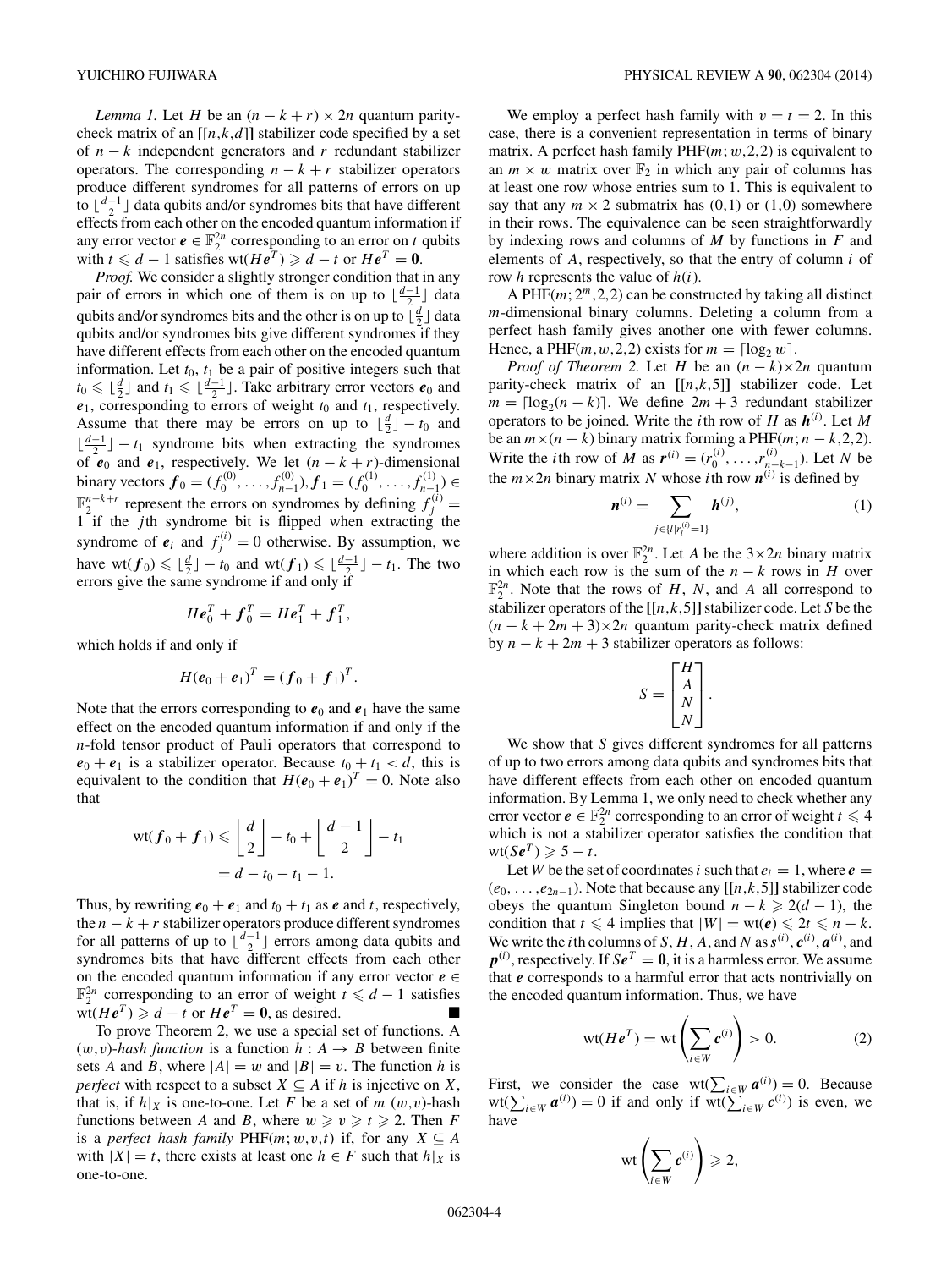*Lemma 1.* Let $H$ be an $(n-k+r)\times 2n$ quantum parity-check matrix of an $[[n,k,d]]$ stabilizer code specified by a set of $n-k$ independent generators and $r$ redundant stabilizer operators. The corresponding $n-k+r$ stabilizer operators produce different syndromes for all patterns of errors on up to $\lfloor\frac{d-1}{2}\rfloor$ data qubits and/or syndromes bits that have different effects from each other on the encoded quantum information if any error vector $\boldsymbol{e}\in\mathbb{F}_2^{2n}$ corresponding to an error on $t$ qubits with $t\leqslant d-1$ satisfies $\mathrm{wt}(H\boldsymbol{e}^T)\geqslant d-t$ or $H\boldsymbol{e}^T=\boldsymbol{0}$.

*Proof.* We consider a slightly stronger condition that in any pair of errors in which one of them is on up to $\lfloor\frac{d-1}{2}\rfloor$ data qubits and/or syndromes bits and the other is on up to $\lfloor\frac{d}{2}\rfloor$ data qubits and/or syndromes bits give different syndromes if they have different effects from each other on the encoded quantum information. Let $t_0$, $t_1$ be a pair of positive integers such that $t_0\leqslant\lfloor\frac{d}{2}\rfloor$ and $t_1\leqslant\lfloor\frac{d-1}{2}\rfloor$. Take arbitrary error vectors $\boldsymbol{e}_0$ and $\boldsymbol{e}_1$, corresponding to errors of weight $t_0$ and $t_1$, respectively. Assume that there may be errors on up to $\lfloor\frac{d}{2}\rfloor-t_0$ and $\lfloor\frac{d-1}{2}\rfloor-t_1$ syndrome bits when extracting the syndromes of $\boldsymbol{e}_0$ and $\boldsymbol{e}_1$, respectively. We let $(n-k+r)$-dimensional binary vectors $\boldsymbol{f}_0=(f_0^{(0)},\dots,f_{n-1}^{(0)}),\boldsymbol{f}_1=(f_0^{(1)},\dots,f_{n-1}^{(1)})\in\mathbb{F}_2^{n-k+r}$ represent the errors on syndromes by defining $f_j^{(i)}=1$ if the $j$th syndrome bit is flipped when extracting the syndrome of $\boldsymbol{e}_i$ and $f_j^{(i)}=0$ otherwise. By assumption, we have $\mathrm{wt}(\boldsymbol{f}_0)\leqslant\lfloor\frac{d}{2}\rfloor-t_0$ and $\mathrm{wt}(\boldsymbol{f}_1)\leqslant\lfloor\frac{d-1}{2}\rfloor-t_1$. The two errors give the same syndrome if and only if

$$H\boldsymbol{e}_0^T+\boldsymbol{f}_0^T=H\boldsymbol{e}_1^T+\boldsymbol{f}_1^T,$$

which holds if and only if

$$H(\boldsymbol{e}_0+\boldsymbol{e}_1)^T=(\boldsymbol{f}_0+\boldsymbol{f}_1)^T.$$

Note that the errors corresponding to $\boldsymbol{e}_0$ and $\boldsymbol{e}_1$ have the same effect on the encoded quantum information if and only if the $n$-fold tensor product of Pauli operators that correspond to $\boldsymbol{e}_0+\boldsymbol{e}_1$ is a stabilizer operator. Because $t_0+t_1<d$, this is equivalent to the condition that $H(\boldsymbol{e}_0+\boldsymbol{e}_1)^T=0$. Note also that

$$\mathrm{wt}(\boldsymbol{f}_0+\boldsymbol{f}_1)\leqslant\left\lfloor\frac{d}{2}\right\rfloor-t_0+\left\lfloor\frac{d-1}{2}\right\rfloor-t_1$$
$$=d-t_0-t_1-1.$$

Thus, by rewriting $\boldsymbol{e}_0+\boldsymbol{e}_1$ and $t_0+t_1$ as $\boldsymbol{e}$ and $t$, respectively, the $n-k+r$ stabilizer operators produce different syndromes for all patterns of up to $\lfloor\frac{d-1}{2}\rfloor$ errors among data qubits and syndromes bits that have different effects from each other on the encoded quantum information if any error vector $\boldsymbol{e}\in\mathbb{F}_2^{2n}$ corresponding to an error of weight $t\leqslant d-1$ satisfies $\mathrm{wt}(H\boldsymbol{e}^T)\geqslant d-t$ or $H\boldsymbol{e}^T=\boldsymbol{0}$, as desired. ■

To prove Theorem 2, we use a special set of functions. A $(w,v)$-*hash function* is a function $h:A\to B$ between finite sets $A$ and $B$, where $|A|=w$ and $|B|=v$. The function $h$ is *perfect* with respect to a subset $X\subseteq A$ if $h$ is injective on $X$, that is, if $h|_X$ is one-to-one. Let $F$ be a set of $m$ $(w,v)$-hash functions between $A$ and $B$, where $w\geqslant v\geqslant t\geqslant 2$. Then $F$ is a *perfect hash family* PHF$(m;w,v,t)$ if, for any $X\subseteq A$ with $|X|=t$, there exists at least one $h\in F$ such that $h|_X$ is one-to-one.

We employ a perfect hash family with $v=t=2$. In this case, there is a convenient representation in terms of binary matrix. A perfect hash family PHF$(m;w,2,2)$ is equivalent to an $m\times w$ matrix over $\mathbb{F}_2$ in which any pair of columns has at least one row whose entries sum to 1. This is equivalent to say that any $m\times 2$ submatrix has $(0,1)$ or $(1,0)$ somewhere in their rows. The equivalence can be seen straightforwardly by indexing rows and columns of $M$ by functions in $F$ and elements of $A$, respectively, so that the entry of column $i$ of row $h$ represents the value of $h(i)$.

A PHF$(m;2^m,2,2)$ can be constructed by taking all distinct $m$-dimensional binary columns. Deleting a column from a perfect hash family gives another one with fewer columns. Hence, a PHF$(m,w,2,2)$ exists for $m=\lceil\log_2 w\rceil$.

*Proof of Theorem 2.* Let $H$ be an $(n-k)\times 2n$ quantum parity-check matrix of an $[[n,k,5]]$ stabilizer code. Let $m=\lceil\log_2(n-k)\rceil$. We define $2m+3$ redundant stabilizer operators to be joined. Write the $i$th row of $H$ as $\boldsymbol{h}^{(i)}$. Let $M$ be an $m\times(n-k)$ binary matrix forming a PHF$(m;n-k,2,2)$. Write the $i$th row of $M$ as $\boldsymbol{r}^{(i)}=(r_0^{(i)},\dots,r_{n-k-1}^{(i)})$. Let $N$ be the $m\times 2n$ binary matrix $N$ whose $i$th row $\boldsymbol{n}^{(i)}$ is defined by

$$\boldsymbol{n}^{(i)}=\sum_{j\in\{l|r_l^{(i)}=1\}}\boldsymbol{h}^{(j)},\tag{1}$$

where addition is over $\mathbb{F}_2^{2n}$. Let $A$ be the $3\times 2n$ binary matrix in which each row is the sum of the $n-k$ rows in $H$ over $\mathbb{F}_2^{2n}$. Note that the rows of $H$, $N$, and $A$ all correspond to stabilizer operators of the $[[n,k,5]]$ stabilizer code. Let $S$ be the $(n-k+2m+3)\times 2n$ quantum parity-check matrix defined by $n-k+2m+3$ stabilizer operators as follows:

$$S=\begin{bmatrix}H\\A\\N\\N\end{bmatrix}.$$

We show that $S$ gives different syndromes for all patterns of up to two errors among data qubits and syndromes bits that have different effects from each other on encoded quantum information. By Lemma 1, we only need to check whether any error vector $\boldsymbol{e}\in\mathbb{F}_2^{2n}$ corresponding to an error of weight $t\leqslant 4$ which is not a stabilizer operator satisfies the condition that $\mathrm{wt}(S\boldsymbol{e}^T)\geqslant 5-t$.

Let $W$ be the set of coordinates $i$ such that $e_i=1$, where $\boldsymbol{e}=(e_0,\dots,e_{2n-1})$. Note that because any $[[n,k,5]]$ stabilizer code obeys the quantum Singleton bound $n-k\geqslant 2(d-1)$, the condition that $t\leqslant 4$ implies that $|W|=\mathrm{wt}(\boldsymbol{e})\leqslant 2t\leqslant n-k$. We write the $i$th columns of $S$, $H$, $A$, and $N$ as $\boldsymbol{s}^{(i)},\boldsymbol{c}^{(i)},\boldsymbol{a}^{(i)}$, and $\boldsymbol{p}^{(i)}$, respectively. If $S\boldsymbol{e}^T=\boldsymbol{0}$, it is a harmless error. We assume that $\boldsymbol{e}$ corresponds to a harmful error that acts nontrivially on the encoded quantum information. Thus, we have

$$\mathrm{wt}(H\boldsymbol{e}^T)=\mathrm{wt}\left(\sum_{i\in W}\boldsymbol{c}^{(i)}\right)>0.\tag{2}$$

First, we consider the case $\mathrm{wt}(\sum_{i\in W}\boldsymbol{a}^{(i)})=0$. Because $\mathrm{wt}(\sum_{i\in W}\boldsymbol{a}^{(i)})=0$ if and only if $\mathrm{wt}(\sum_{i\in W}\boldsymbol{c}^{(i)})$ is even, we have

$$\mathrm{wt}\left(\sum_{i\in W}\boldsymbol{c}^{(i)}\right)\geqslant 2,$$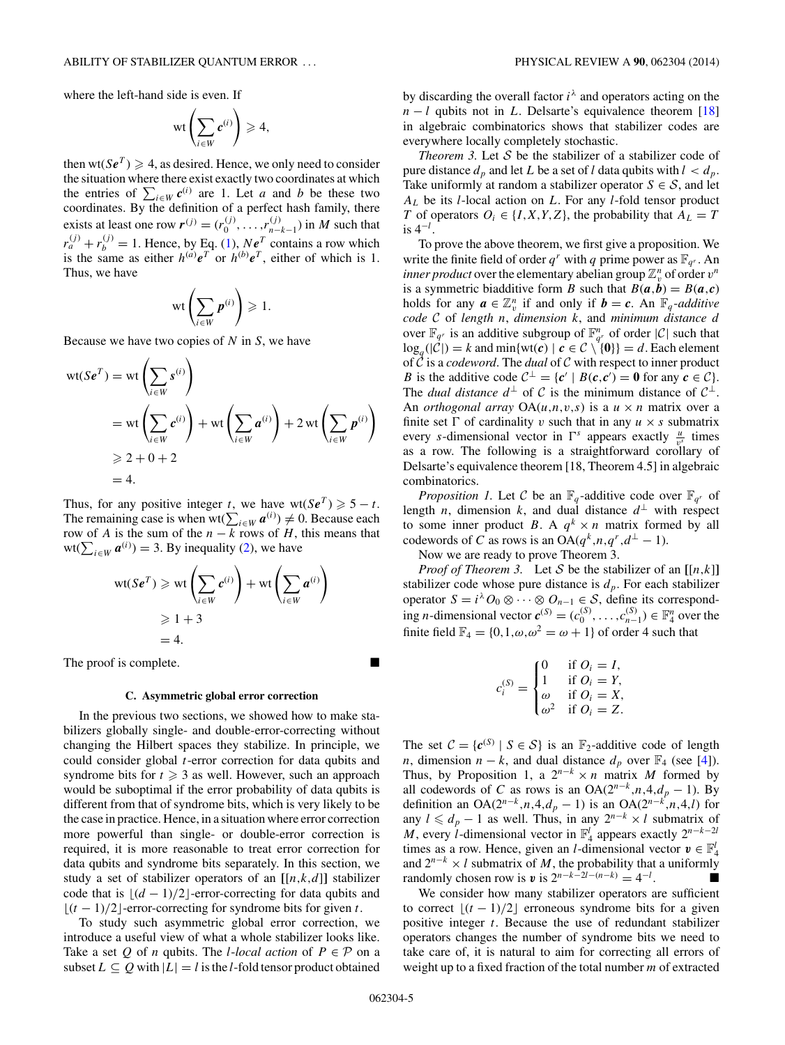where the left-hand side is even. If

$$\text{wt}\left(\sum_{i\in W} \boldsymbol{c}^{(i)}\right) \geqslant 4,$$

then $\text{wt}(S\boldsymbol{e}^T) \geqslant 4$, as desired. Hence, we only need to consider the situation where there exist exactly two coordinates at which the entries of $\sum_{i\in W} \boldsymbol{c}^{(i)}$ are 1. Let $a$ and $b$ be these two coordinates. By the definition of a perfect hash family, there exists at least one row $\boldsymbol{r}^{(j)} = (r_0^{(j)},\ldots,r_{n-k-1}^{(j)})$ in $M$ such that $r_a^{(j)} + r_b^{(j)} = 1$. Hence, by Eq. (1), $N\boldsymbol{e}^T$ contains a row which is the same as either $h^{(a)}\boldsymbol{e}^T$ or $h^{(b)}\boldsymbol{e}^T$, either of which is 1. Thus, we have

$$\text{wt}\left(\sum_{i\in W} \boldsymbol{p}^{(i)}\right) \geqslant 1.$$

Because we have two copies of $N$ in $S$, we have

$$\begin{aligned}
\text{wt}(S\boldsymbol{e}^T) &= \text{wt}\left(\sum_{i\in W} \boldsymbol{s}^{(i)}\right) \\
&= \text{wt}\left(\sum_{i\in W} \boldsymbol{c}^{(i)}\right) + \text{wt}\left(\sum_{i\in W} \boldsymbol{a}^{(i)}\right) + 2\,\text{wt}\left(\sum_{i\in W} \boldsymbol{p}^{(i)}\right) \\
&\geqslant 2 + 0 + 2 \\
&= 4.
\end{aligned}$$

Thus, for any positive integer $t$, we have $\text{wt}(S\boldsymbol{e}^T) \geqslant 5 - t$. The remaining case is when $\text{wt}(\sum_{i\in W} \boldsymbol{a}^{(i)}) \neq 0$. Because each row of $A$ is the sum of the $n-k$ rows of $H$, this means that $\text{wt}(\sum_{i\in W} \boldsymbol{a}^{(i)}) = 3$. By inequality (2), we have

$$\begin{aligned}
\text{wt}(S\boldsymbol{e}^T) &\geqslant \text{wt}\left(\sum_{i\in W} \boldsymbol{c}^{(i)}\right) + \text{wt}\left(\sum_{i\in W} \boldsymbol{a}^{(i)}\right) \\
&\geqslant 1 + 3 \\
&= 4.
\end{aligned}$$

The proof is complete. ■

### C. Asymmetric global error correction

In the previous two sections, we showed how to make stabilizers globally single- and double-error-correcting without changing the Hilbert spaces they stabilize. In principle, we could consider global $t$-error correction for data qubits and syndrome bits for $t \geqslant 3$ as well. However, such an approach would be suboptimal if the error probability of data qubits is different from that of syndrome bits, which is very likely to be the case in practice. Hence, in a situation where error correction more powerful than single- or double-error correction is required, it is more reasonable to treat error correction for data qubits and syndrome bits separately. In this section, we study a set of stabilizer operators of an $[[n,k,d]]$ stabilizer code that is $\lfloor (d-1)/2 \rfloor$-error-correcting for data qubits and $\lfloor (t-1)/2 \rfloor$-error-correcting for syndrome bits for given $t$.

To study such asymmetric global error correction, we introduce a useful view of what a whole stabilizer looks like. Take a set $Q$ of $n$ qubits. The *$l$-local action* of $P \in \mathcal{P}$ on a subset $L \subseteq Q$ with $|L| = l$ is the $l$-fold tensor product obtained by discarding the overall factor $i^\lambda$ and operators acting on the $n-l$ qubits not in $L$. Delsarte's equivalence theorem [18] in algebraic combinatorics shows that stabilizer codes are everywhere locally completely stochastic.

*Theorem 3.* Let $\mathcal{S}$ be the stabilizer of a stabilizer code of pure distance $d_p$ and let $L$ be a set of $l$ data qubits with $l < d_p$. Take uniformly at random a stabilizer operator $S \in \mathcal{S}$, and let $A_L$ be its $l$-local action on $L$. For any $l$-fold tensor product $T$ of operators $O_i \in \{I,X,Y,Z\}$, the probability that $A_L = T$ is $4^{-l}$.

To prove the above theorem, we first give a proposition. We write the finite field of order $q^r$ with $q$ prime power as $\mathbb{F}_{q^r}$. An *inner product* over the elementary abelian group $\mathbb{Z}_v^n$ of order $v^n$ is a symmetric biadditive form $B$ such that $B(\boldsymbol{a},\boldsymbol{b}) = B(\boldsymbol{a},\boldsymbol{c})$ holds for any $\boldsymbol{a} \in \mathbb{Z}_v^n$ if and only if $\boldsymbol{b} = \boldsymbol{c}$. An *$\mathbb{F}_q$-additive code* $\mathcal{C}$ of *length* $n$, *dimension* $k$, and *minimum distance* $d$ over $\mathbb{F}_{q^r}$ is an additive subgroup of $\mathbb{F}_{q^r}^n$ of order $|\mathcal{C}|$ such that $\log_q(|\mathcal{C}|) = k$ and $\min\{\text{wt}(\boldsymbol{c}) \mid \boldsymbol{c} \in \mathcal{C} \setminus \{\boldsymbol{0}\}\} = d$. Each element of $\mathcal{C}$ is a *codeword*. The *dual* of $\mathcal{C}$ with respect to inner product $B$ is the additive code $\mathcal{C}^\perp = \{\boldsymbol{c}' \mid B(\boldsymbol{c},\boldsymbol{c}') = \boldsymbol{0} \text{ for any } \boldsymbol{c} \in \mathcal{C}\}$. The *dual distance* $d^\perp$ of $\mathcal{C}$ is the minimum distance of $\mathcal{C}^\perp$. An *orthogonal array* $\text{OA}(u,n,v,s)$ is a $u \times n$ matrix over a finite set $\Gamma$ of cardinality $v$ such that in any $u \times s$ submatrix every $s$-dimensional vector in $\Gamma^s$ appears exactly $\frac{u}{v^s}$ times as a row. The following is a straightforward corollary of Delsarte's equivalence theorem [18, Theorem 4.5] in algebraic combinatorics.

*Proposition 1.* Let $\mathcal{C}$ be an $\mathbb{F}_q$-additive code over $\mathbb{F}_{q^r}$ of length $n$, dimension $k$, and dual distance $d^\perp$ with respect to some inner product $B$. A $q^k \times n$ matrix formed by all codewords of $C$ as rows is an $\text{OA}(q^k,n,q^r,d^\perp - 1)$.

Now we are ready to prove Theorem 3.

*Proof of Theorem 3.* Let $\mathcal{S}$ be the stabilizer of an $[[n,k]]$ stabilizer code whose pure distance is $d_p$. For each stabilizer operator $S = i^\lambda O_0 \otimes \cdots \otimes O_{n-1} \in \mathcal{S}$, define its corresponding $n$-dimensional vector $\boldsymbol{c}^{(S)} = (c_0^{(S)},\ldots,c_{n-1}^{(S)}) \in \mathbb{F}_4^n$ over the finite field $\mathbb{F}_4 = \{0,1,\omega,\omega^2 = \omega + 1\}$ of order 4 such that

$$c_i^{(S)} = \begin{cases} 0 & \text{if } O_i = I, \\ 1 & \text{if } O_i = Y, \\ \omega & \text{if } O_i = X, \\ \omega^2 & \text{if } O_i = Z. \end{cases}$$

The set $\mathcal{C} = \{\boldsymbol{c}^{(S)} \mid S \in \mathcal{S}\}$ is an $\mathbb{F}_2$-additive code of length $n$, dimension $n-k$, and dual distance $d_p$ over $\mathbb{F}_4$ (see [4]). Thus, by Proposition 1, a $2^{n-k} \times n$ matrix $M$ formed by all codewords of $C$ as rows is an $\text{OA}(2^{n-k},n,4,d_p - 1)$. By definition an $\text{OA}(2^{n-k},n,4,d_p - 1)$ is an $\text{OA}(2^{n-k},n,4,l)$ for any $l \leqslant d_p - 1$ as well. Thus, in any $2^{n-k} \times l$ submatrix of $M$, every $l$-dimensional vector in $\mathbb{F}_4^l$ appears exactly $2^{n-k-2l}$ times as a row. Hence, given an $l$-dimensional vector $\boldsymbol{v} \in \mathbb{F}_4^l$ and $2^{n-k} \times l$ submatrix of $M$, the probability that a uniformly randomly chosen row is $\boldsymbol{v}$ is $2^{n-k-2l-(n-k)} = 4^{-l}$. ■

We consider how many stabilizer operators are sufficient to correct $\lfloor (t-1)/2 \rfloor$ erroneous syndrome bits for a given positive integer $t$. Because the use of redundant stabilizer operators changes the number of syndrome bits we need to take care of, it is natural to aim for correcting all errors of weight up to a fixed fraction of the total number $m$ of extracted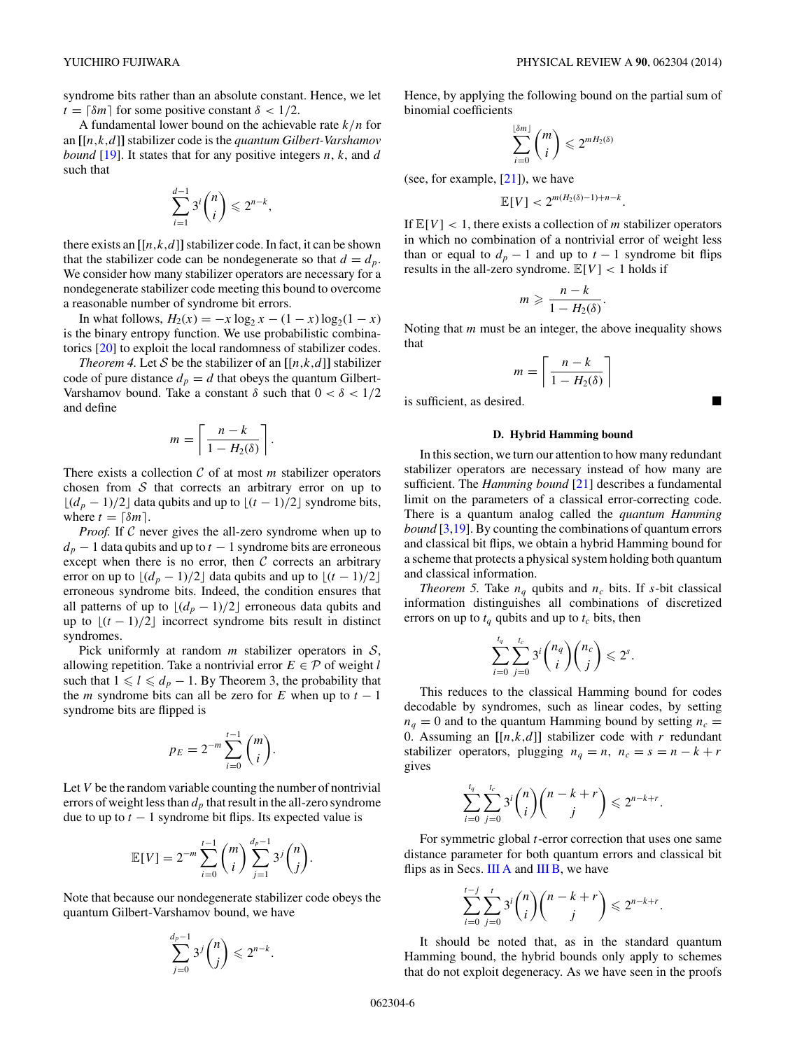syndrome bits rather than an absolute constant. Hence, we let $t = \lceil \delta m \rceil$ for some positive constant $\delta < 1/2$.

A fundamental lower bound on the achievable rate $k/n$ for an $[[n,k,d]]$ stabilizer code is the *quantum Gilbert-Varshamov bound* [19]. It states that for any positive integers $n$, $k$, and $d$ such that

$$\sum_{i=1}^{d-1} 3^i \binom{n}{i} \leqslant 2^{n-k},$$

there exists an $[[n,k,d]]$ stabilizer code. In fact, it can be shown that the stabilizer code can be nondegenerate so that $d = d_p$. We consider how many stabilizer operators are necessary for a nondegenerate stabilizer code meeting this bound to overcome a reasonable number of syndrome bit errors.

In what follows, $H_2(x) = -x \log_2 x - (1-x)\log_2(1-x)$ is the binary entropy function. We use probabilistic combinatorics [20] to exploit the local randomness of stabilizer codes.

*Theorem 4.* Let $\mathcal{S}$ be the stabilizer of an $[[n,k,d]]$ stabilizer code of pure distance $d_p = d$ that obeys the quantum Gilbert-Varshamov bound. Take a constant $\delta$ such that $0 < \delta < 1/2$ and define

$$m = \left\lceil \frac{n-k}{1-H_2(\delta)} \right\rceil.$$

There exists a collection $\mathcal{C}$ of at most $m$ stabilizer operators chosen from $\mathcal{S}$ that corrects an arbitrary error on up to $\lfloor (d_p-1)/2 \rfloor$ data qubits and up to $\lfloor (t-1)/2 \rfloor$ syndrome bits, where $t = \lceil \delta m \rceil$.

*Proof.* If $\mathcal{C}$ never gives the all-zero syndrome when up to $d_p - 1$ data qubits and up to $t-1$ syndrome bits are erroneous except when there is no error, then $\mathcal{C}$ corrects an arbitrary error on up to $\lfloor (d_p-1)/2 \rfloor$ data qubits and up to $\lfloor (t-1)/2 \rfloor$ erroneous syndrome bits. Indeed, the condition ensures that all patterns of up to $\lfloor (d_p-1)/2 \rfloor$ erroneous data qubits and up to $\lfloor (t-1)/2 \rfloor$ incorrect syndrome bits result in distinct syndromes.

Pick uniformly at random $m$ stabilizer operators in $\mathcal{S}$, allowing repetition. Take a nontrivial error $E \in \mathcal{P}$ of weight $l$ such that $1 \leqslant l \leqslant d_p - 1$. By Theorem 3, the probability that the $m$ syndrome bits can all be zero for $E$ when up to $t-1$ syndrome bits are flipped is

$$p_E = 2^{-m} \sum_{i=0}^{t-1} \binom{m}{i}.$$

Let $V$ be the random variable counting the number of nontrivial errors of weight less than $d_p$ that result in the all-zero syndrome due to up to $t-1$ syndrome bit flips. Its expected value is

$$\mathbb{E}[V] = 2^{-m} \sum_{i=0}^{t-1} \binom{m}{i} \sum_{j=1}^{d_p-1} 3^j \binom{n}{j}.$$

Note that because our nondegenerate stabilizer code obeys the quantum Gilbert-Varshamov bound, we have

$$\sum_{j=0}^{d_p-1} 3^j \binom{n}{j} \leqslant 2^{n-k}.$$

Hence, by applying the following bound on the partial sum of binomial coefficients

$$\sum_{i=0}^{\lfloor \delta m \rfloor} \binom{m}{i} \leqslant 2^{m H_2(\delta)}$$

(see, for example, [21]), we have

$$\mathbb{E}[V] < 2^{m(H_2(\delta)-1)+n-k}.$$

If $\mathbb{E}[V] < 1$, there exists a collection of $m$ stabilizer operators in which no combination of a nontrivial error of weight less than or equal to $d_p - 1$ and up to $t-1$ syndrome bit flips results in the all-zero syndrome. $\mathbb{E}[V] < 1$ holds if

$$m \geqslant \frac{n-k}{1-H_2(\delta)}.$$

Noting that $m$ must be an integer, the above inequality shows that

$$m = \left\lceil \frac{n-k}{1-H_2(\delta)} \right\rceil$$

is sufficient, as desired. ■

### D. Hybrid Hamming bound

In this section, we turn our attention to how many redundant stabilizer operators are necessary instead of how many are sufficient. The *Hamming bound* [21] describes a fundamental limit on the parameters of a classical error-correcting code. There is a quantum analog called the *quantum Hamming bound* [3,19]. By counting the combinations of quantum errors and classical bit flips, we obtain a hybrid Hamming bound for a scheme that protects a physical system holding both quantum and classical information.

*Theorem 5.* Take $n_q$ qubits and $n_c$ bits. If $s$-bit classical information distinguishes all combinations of discretized errors on up to $t_q$ qubits and up to $t_c$ bits, then

$$\sum_{i=0}^{t_q} \sum_{j=0}^{t_c} 3^i \binom{n_q}{i} \binom{n_c}{j} \leqslant 2^s.$$

This reduces to the classical Hamming bound for codes decodable by syndromes, such as linear codes, by setting $n_q = 0$ and to the quantum Hamming bound by setting $n_c = 0$. Assuming an $[[n,k,d]]$ stabilizer code with $r$ redundant stabilizer operators, plugging $n_q = n,\ n_c = s = n-k+r$ gives

$$\sum_{i=0}^{t_q} \sum_{j=0}^{t_c} 3^i \binom{n}{i} \binom{n-k+r}{j} \leqslant 2^{n-k+r}.$$

For symmetric global $t$-error correction that uses one same distance parameter for both quantum errors and classical bit flips as in Secs. III A and III B, we have

$$\sum_{i=0}^{t-j} \sum_{j=0}^{t} 3^i \binom{n}{i} \binom{n-k+r}{j} \leqslant 2^{n-k+r}.$$

It should be noted that, as in the standard quantum Hamming bound, the hybrid bounds only apply to schemes that do not exploit degeneracy. As we have seen in the proofs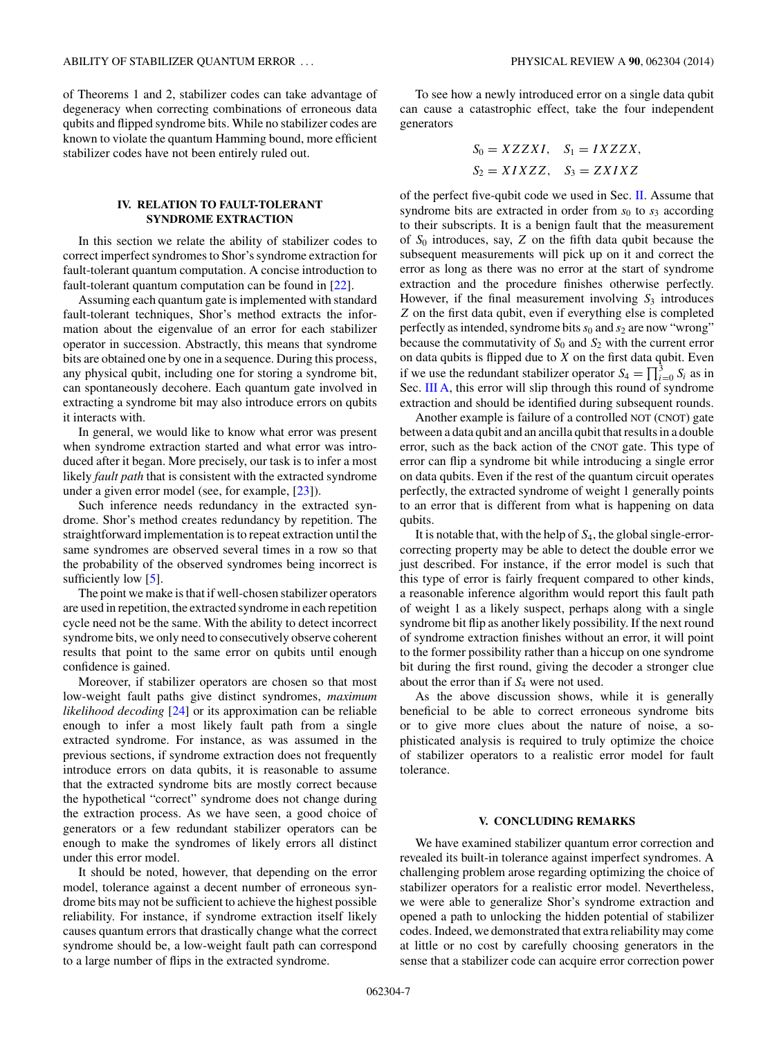of Theorems 1 and 2, stabilizer codes can take advantage of degeneracy when correcting combinations of erroneous data qubits and flipped syndrome bits. While no stabilizer codes are known to violate the quantum Hamming bound, more efficient stabilizer codes have not been entirely ruled out.

## IV. RELATION TO FAULT-TOLERANT SYNDROME EXTRACTION

In this section we relate the ability of stabilizer codes to correct imperfect syndromes to Shor's syndrome extraction for fault-tolerant quantum computation. A concise introduction to fault-tolerant quantum computation can be found in [22].

Assuming each quantum gate is implemented with standard fault-tolerant techniques, Shor's method extracts the information about the eigenvalue of an error for each stabilizer operator in succession. Abstractly, this means that syndrome bits are obtained one by one in a sequence. During this process, any physical qubit, including one for storing a syndrome bit, can spontaneously decohere. Each quantum gate involved in extracting a syndrome bit may also introduce errors on qubits it interacts with.

In general, we would like to know what error was present when syndrome extraction started and what error was introduced after it began. More precisely, our task is to infer a most likely *fault path* that is consistent with the extracted syndrome under a given error model (see, for example, [23]).

Such inference needs redundancy in the extracted syndrome. Shor's method creates redundancy by repetition. The straightforward implementation is to repeat extraction until the same syndromes are observed several times in a row so that the probability of the observed syndromes being incorrect is sufficiently low [5].

The point we make is that if well-chosen stabilizer operators are used in repetition, the extracted syndrome in each repetition cycle need not be the same. With the ability to detect incorrect syndrome bits, we only need to consecutively observe coherent results that point to the same error on qubits until enough confidence is gained.

Moreover, if stabilizer operators are chosen so that most low-weight fault paths give distinct syndromes, *maximum likelihood decoding* [24] or its approximation can be reliable enough to infer a most likely fault path from a single extracted syndrome. For instance, as was assumed in the previous sections, if syndrome extraction does not frequently introduce errors on data qubits, it is reasonable to assume that the extracted syndrome bits are mostly correct because the hypothetical "correct" syndrome does not change during the extraction process. As we have seen, a good choice of generators or a few redundant stabilizer operators can be enough to make the syndromes of likely errors all distinct under this error model.

It should be noted, however, that depending on the error model, tolerance against a decent number of erroneous syndrome bits may not be sufficient to achieve the highest possible reliability. For instance, if syndrome extraction itself likely causes quantum errors that drastically change what the correct syndrome should be, a low-weight fault path can correspond to a large number of flips in the extracted syndrome.

To see how a newly introduced error on a single data qubit can cause a catastrophic effect, take the four independent generators

$$S_0 = XZZXI, \quad S_1 = IXZZX,$$
$$S_2 = XIXZZ, \quad S_3 = ZXIXZ$$

of the perfect five-qubit code we used in Sec. II. Assume that syndrome bits are extracted in order from $s_0$ to $s_3$ according to their subscripts. It is a benign fault that the measurement of $S_0$ introduces, say, $Z$ on the fifth data qubit because the subsequent measurements will pick up on it and correct the error as long as there was no error at the start of syndrome extraction and the procedure finishes otherwise perfectly. However, if the final measurement involving $S_3$ introduces $Z$ on the first data qubit, even if everything else is completed perfectly as intended, syndrome bits $s_0$ and $s_2$ are now "wrong" because the commutativity of $S_0$ and $S_2$ with the current error on data qubits is flipped due to $X$ on the first data qubit. Even if we use the redundant stabilizer operator $S_4 = \prod_{i=0}^{3} S_i$ as in Sec. III A, this error will slip through this round of syndrome extraction and should be identified during subsequent rounds.

Another example is failure of a controlled NOT (CNOT) gate between a data qubit and an ancilla qubit that results in a double error, such as the back action of the CNOT gate. This type of error can flip a syndrome bit while introducing a single error on data qubits. Even if the rest of the quantum circuit operates perfectly, the extracted syndrome of weight 1 generally points to an error that is different from what is happening on data qubits.

It is notable that, with the help of $S_4$, the global single-error-correcting property may be able to detect the double error we just described. For instance, if the error model is such that this type of error is fairly frequent compared to other kinds, a reasonable inference algorithm would report this fault path of weight 1 as a likely suspect, perhaps along with a single syndrome bit flip as another likely possibility. If the next round of syndrome extraction finishes without an error, it will point to the former possibility rather than a hiccup on one syndrome bit during the first round, giving the decoder a stronger clue about the error than if $S_4$ were not used.

As the above discussion shows, while it is generally beneficial to be able to correct erroneous syndrome bits or to give more clues about the nature of noise, a sophisticated analysis is required to truly optimize the choice of stabilizer operators to a realistic error model for fault tolerance.

## V. CONCLUDING REMARKS

We have examined stabilizer quantum error correction and revealed its built-in tolerance against imperfect syndromes. A challenging problem arose regarding optimizing the choice of stabilizer operators for a realistic error model. Nevertheless, we were able to generalize Shor's syndrome extraction and opened a path to unlocking the hidden potential of stabilizer codes. Indeed, we demonstrated that extra reliability may come at little or no cost by carefully choosing generators in the sense that a stabilizer code can acquire error correction power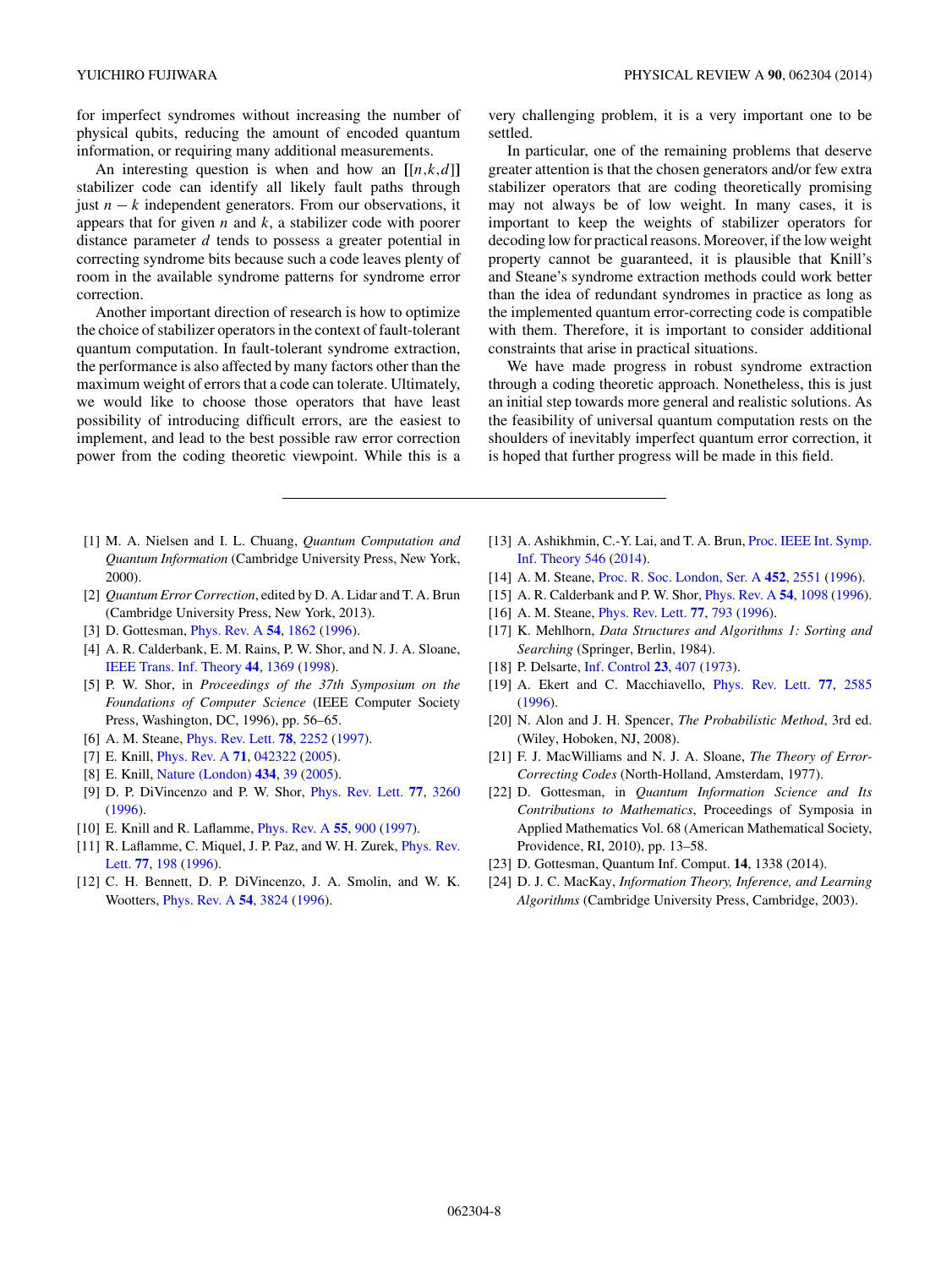for imperfect syndromes without increasing the number of physical qubits, reducing the amount of encoded quantum information, or requiring many additional measurements.

An interesting question is when and how an $[[n,k,d]]$ stabilizer code can identify all likely fault paths through just $n-k$ independent generators. From our observations, it appears that for given $n$ and $k$, a stabilizer code with poorer distance parameter $d$ tends to possess a greater potential in correcting syndrome bits because such a code leaves plenty of room in the available syndrome patterns for syndrome error correction.

Another important direction of research is how to optimize the choice of stabilizer operators in the context of fault-tolerant quantum computation. In fault-tolerant syndrome extraction, the performance is also affected by many factors other than the maximum weight of errors that a code can tolerate. Ultimately, we would like to choose those operators that have least possibility of introducing difficult errors, are the easiest to implement, and lead to the best possible raw error correction power from the coding theoretic viewpoint. While this is a very challenging problem, it is a very important one to be settled.

In particular, one of the remaining problems that deserve greater attention is that the chosen generators and/or few extra stabilizer operators that are coding theoretically promising may not always be of low weight. In many cases, it is important to keep the weights of stabilizer operators for decoding low for practical reasons. Moreover, if the low weight property cannot be guaranteed, it is plausible that Knill's and Steane's syndrome extraction methods could work better than the idea of redundant syndromes in practice as long as the implemented quantum error-correcting code is compatible with them. Therefore, it is important to consider additional constraints that arise in practical situations.

We have made progress in robust syndrome extraction through a coding theoretic approach. Nonetheless, this is just an initial step towards more general and realistic solutions. As the feasibility of universal quantum computation rests on the shoulders of inevitably imperfect quantum error correction, it is hoped that further progress will be made in this field.

---

[1] M. A. Nielsen and I. L. Chuang, *Quantum Computation and Quantum Information* (Cambridge University Press, New York, 2000).

[2] *Quantum Error Correction*, edited by D. A. Lidar and T. A. Brun (Cambridge University Press, New York, 2013).

[3] D. Gottesman, Phys. Rev. A **54**, 1862 (1996).

[4] A. R. Calderbank, E. M. Rains, P. W. Shor, and N. J. A. Sloane, IEEE Trans. Inf. Theory **44**, 1369 (1998).

[5] P. W. Shor, in *Proceedings of the 37th Symposium on the Foundations of Computer Science* (IEEE Computer Society Press, Washington, DC, 1996), pp. 56–65.

[6] A. M. Steane, Phys. Rev. Lett. **78**, 2252 (1997).

[7] E. Knill, Phys. Rev. A **71**, 042322 (2005).

[8] E. Knill, Nature (London) **434**, 39 (2005).

[9] D. P. DiVincenzo and P. W. Shor, Phys. Rev. Lett. **77**, 3260 (1996).

[10] E. Knill and R. Laflamme, Phys. Rev. A **55**, 900 (1997).

[11] R. Laflamme, C. Miquel, J. P. Paz, and W. H. Zurek, Phys. Rev. Lett. **77**, 198 (1996).

[12] C. H. Bennett, D. P. DiVincenzo, J. A. Smolin, and W. K. Wootters, Phys. Rev. A **54**, 3824 (1996).

[13] A. Ashikhmin, C.-Y. Lai, and T. A. Brun, Proc. IEEE Int. Symp. Inf. Theory 546 (2014).

[14] A. M. Steane, Proc. R. Soc. London, Ser. A **452**, 2551 (1996).

[15] A. R. Calderbank and P. W. Shor, Phys. Rev. A **54**, 1098 (1996).

[16] A. M. Steane, Phys. Rev. Lett. **77**, 793 (1996).

[17] K. Mehlhorn, *Data Structures and Algorithms 1: Sorting and Searching* (Springer, Berlin, 1984).

[18] P. Delsarte, Inf. Control **23**, 407 (1973).

[19] A. Ekert and C. Macchiavello, Phys. Rev. Lett. **77**, 2585 (1996).

[20] N. Alon and J. H. Spencer, *The Probabilistic Method*, 3rd ed. (Wiley, Hoboken, NJ, 2008).

[21] F. J. MacWilliams and N. J. A. Sloane, *The Theory of Error-Correcting Codes* (North-Holland, Amsterdam, 1977).

[22] D. Gottesman, in *Quantum Information Science and Its Contributions to Mathematics*, Proceedings of Symposia in Applied Mathematics Vol. 68 (American Mathematical Society, Providence, RI, 2010), pp. 13–58.

[23] D. Gottesman, Quantum Inf. Comput. **14**, 1338 (2014).

[24] D. J. C. MacKay, *Information Theory, Inference, and Learning Algorithms* (Cambridge University Press, Cambridge, 2003).